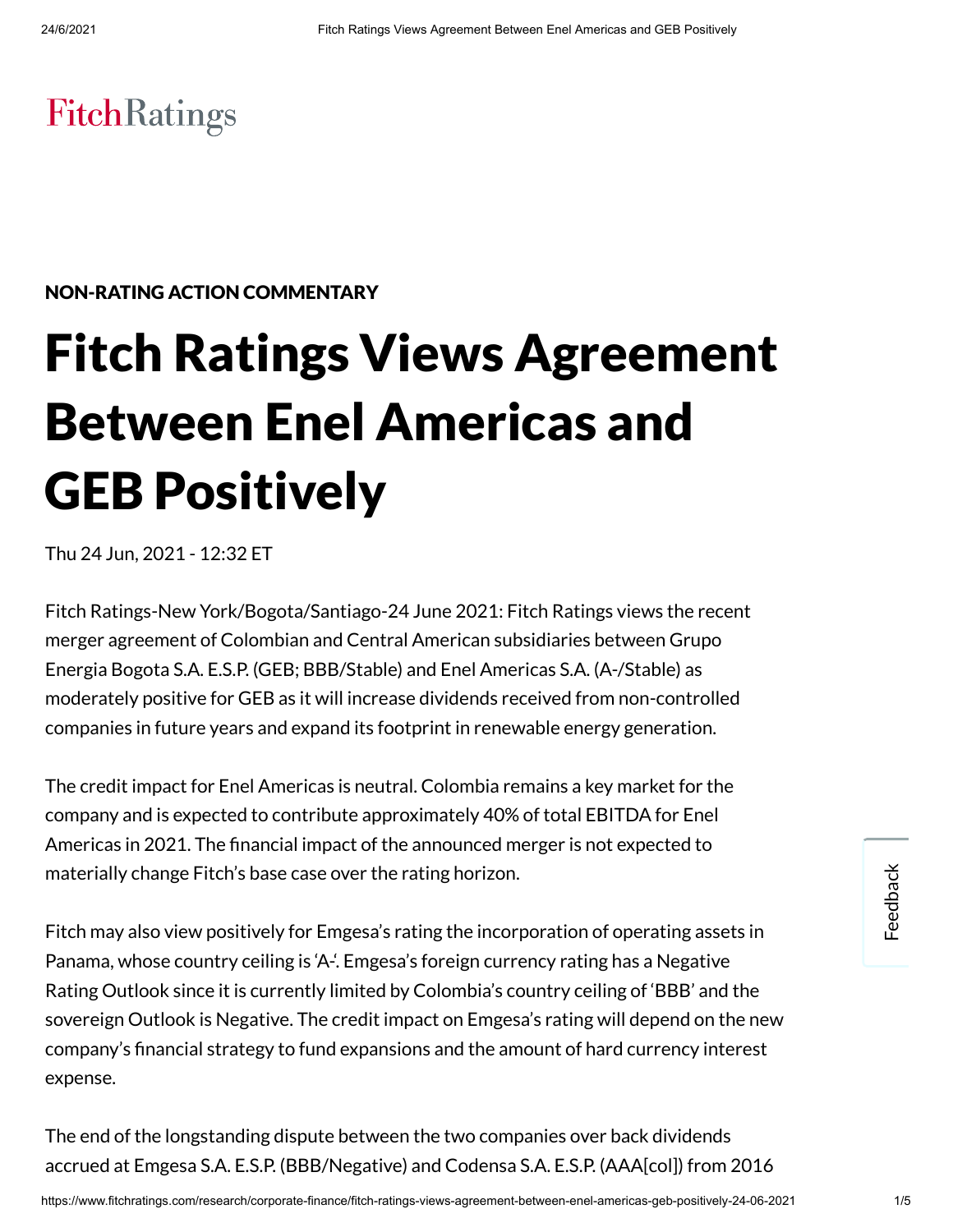FitchRatings

NON-RATING ACTION COMMENTARY

# Fitch Ratings Views Agreement Between Enel Americas and GEB Positively

Thu 24 Jun, 2021 - 12:32 ET

Fitch Ratings-New York/Bogota/Santiago-24 June 2021: Fitch Ratings views the recent merger agreement of Colombian and Central American subsidiaries between Grupo Energia Bogota S.A. E.S.P. (GEB; BBB/Stable) and Enel Americas S.A. (A-/Stable) as moderately positive for GEB as it will increase dividends received from non-controlled companies in future years and expand its footprint in renewable energy generation.

The credit impact for Enel Americas is neutral. Colombia remains a key market for the company and is expected to contribute approximately 40% of total EBITDA for Enel Americas in 2021. The financial impact of the announced merger is not expected to materially change Fitch's base case over the rating horizon.

Fitch may also view positively for Emgesa's rating the incorporation of operating assets in Panama, whose country ceiling is 'A-'. Emgesa's foreign currency rating has a Negative Rating Outlook since it is currently limited by Colombia's country ceiling of 'BBB' and the sovereign Outlook is Negative. The credit impact on Emgesa's rating will depend on the new company's financial strategy to fund expansions and the amount of hard currency interest expense.

The end of the longstanding dispute between the two companies over back dividends accrued at Emgesa S.A. E.S.P. (BBB/Negative) and Codensa S.A. E.S.P. (AAA[col]) from 2016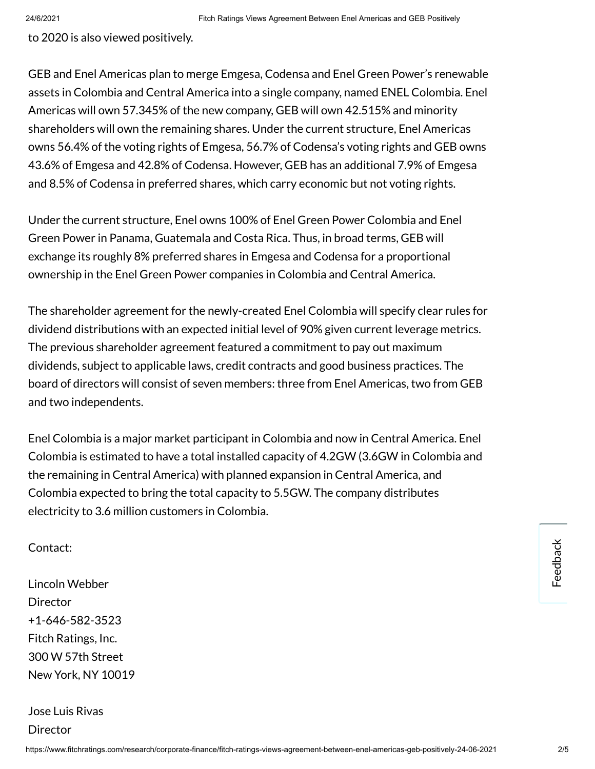to 2020 is also viewed positively.

GEB and Enel Americas plan to merge Emgesa, Codensa and Enel Green Power's renewable assets in Colombia and Central America into a single company, named ENEL Colombia. Enel Americas will own 57.345% of the new company, GEB will own 42.515% and minority shareholders will own the remaining shares. Under the current structure, Enel Americas owns 56.4% of the voting rights of Emgesa, 56.7% of Codensa's voting rights and GEB owns 43.6% of Emgesa and 42.8% of Codensa. However, GEB has an additional 7.9% of Emgesa and 8.5% of Codensa in preferred shares, which carry economic but not voting rights.

Under the current structure, Enel owns 100% of Enel Green Power Colombia and Enel Green Power in Panama, Guatemala and Costa Rica. Thus, in broad terms, GEB will exchange its roughly 8% preferred shares in Emgesa and Codensa for a proportional ownership in the Enel Green Power companies in Colombia and Central America.

The shareholder agreement for the newly-created Enel Colombia will specify clear rules for dividend distributions with an expected initial level of 90% given current leverage metrics. The previous shareholder agreement featured a commitment to pay out maximum dividends, subject to applicable laws, credit contracts and good business practices. The board of directors will consist of seven members: three from Enel Americas, two from GEB and two independents.

Enel Colombia is a major market participant in Colombia and now in Central America. Enel Colombia is estimated to have a total installed capacity of 4.2GW (3.6GW in Colombia and the remaining in Central America) with planned expansion in Central America, and Colombia expected to bring the total capacity to 5.5GW. The company distributes electricity to 3.6 million customers in Colombia.

Contact:

Lincoln Webber
Director
+1-646-582-3523
Fitch Ratings, Inc.
300 W 57th Street
New York, NY 10019

Jose Luis Rivas
Director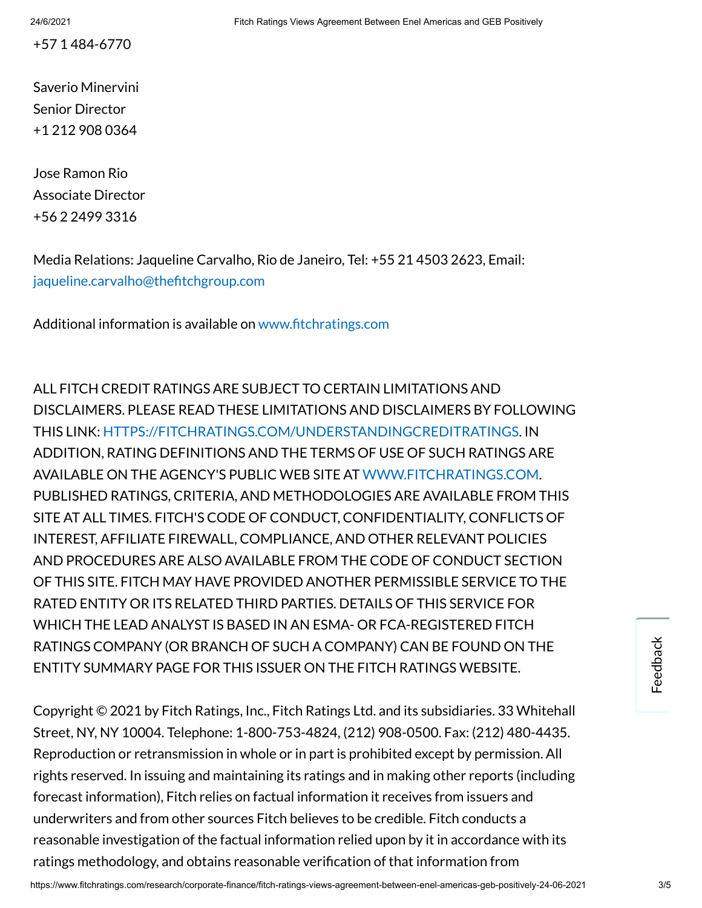+57 1 484-6770

Saverio Minervini
Senior Director
+1 212 908 0364

Jose Ramon Rio
Associate Director
+56 2 2499 3316

Media Relations: Jaqueline Carvalho, Rio de Janeiro, Tel: +55 21 4503 2623, Email: jaqueline.carvalho@thefitchgroup.com

Additional information is available on www.fitchratings.com

ALL FITCH CREDIT RATINGS ARE SUBJECT TO CERTAIN LIMITATIONS AND DISCLAIMERS. PLEASE READ THESE LIMITATIONS AND DISCLAIMERS BY FOLLOWING THIS LINK: HTTPS://FITCHRATINGS.COM/UNDERSTANDINGCREDITRATINGS. IN ADDITION, RATING DEFINITIONS AND THE TERMS OF USE OF SUCH RATINGS ARE AVAILABLE ON THE AGENCY'S PUBLIC WEB SITE AT WWW.FITCHRATINGS.COM. PUBLISHED RATINGS, CRITERIA, AND METHODOLOGIES ARE AVAILABLE FROM THIS SITE AT ALL TIMES. FITCH'S CODE OF CONDUCT, CONFIDENTIALITY, CONFLICTS OF INTEREST, AFFILIATE FIREWALL, COMPLIANCE, AND OTHER RELEVANT POLICIES AND PROCEDURES ARE ALSO AVAILABLE FROM THE CODE OF CONDUCT SECTION OF THIS SITE. FITCH MAY HAVE PROVIDED ANOTHER PERMISSIBLE SERVICE TO THE RATED ENTITY OR ITS RELATED THIRD PARTIES. DETAILS OF THIS SERVICE FOR WHICH THE LEAD ANALYST IS BASED IN AN ESMA- OR FCA-REGISTERED FITCH RATINGS COMPANY (OR BRANCH OF SUCH A COMPANY) CAN BE FOUND ON THE ENTITY SUMMARY PAGE FOR THIS ISSUER ON THE FITCH RATINGS WEBSITE.

Copyright © 2021 by Fitch Ratings, Inc., Fitch Ratings Ltd. and its subsidiaries. 33 Whitehall Street, NY, NY 10004. Telephone: 1-800-753-4824, (212) 908-0500. Fax: (212) 480-4435. Reproduction or retransmission in whole or in part is prohibited except by permission. All rights reserved. In issuing and maintaining its ratings and in making other reports (including forecast information), Fitch relies on factual information it receives from issuers and underwriters and from other sources Fitch believes to be credible. Fitch conducts a reasonable investigation of the factual information relied upon by it in accordance with its ratings methodology, and obtains reasonable verification of that information from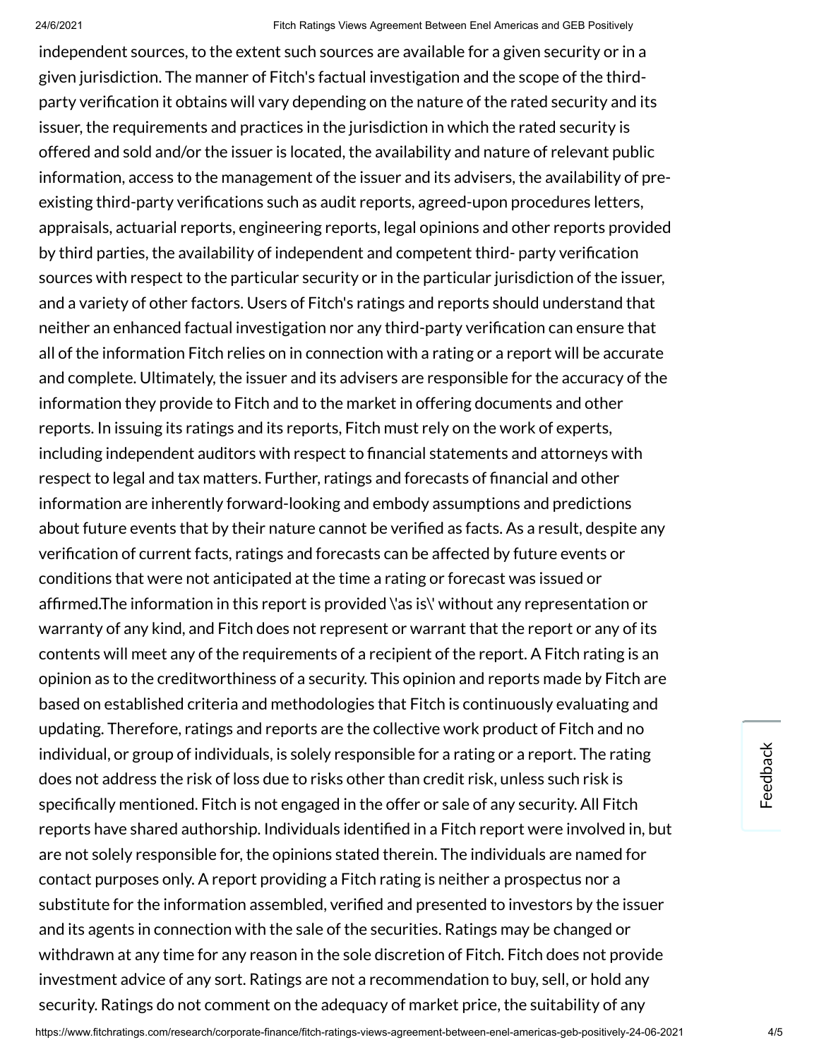independent sources, to the extent such sources are available for a given security or in a given jurisdiction. The manner of Fitch's factual investigation and the scope of the third-party verification it obtains will vary depending on the nature of the rated security and its issuer, the requirements and practices in the jurisdiction in which the rated security is offered and sold and/or the issuer is located, the availability and nature of relevant public information, access to the management of the issuer and its advisers, the availability of pre-existing third-party verifications such as audit reports, agreed-upon procedures letters, appraisals, actuarial reports, engineering reports, legal opinions and other reports provided by third parties, the availability of independent and competent third- party verification sources with respect to the particular security or in the particular jurisdiction of the issuer, and a variety of other factors. Users of Fitch's ratings and reports should understand that neither an enhanced factual investigation nor any third-party verification can ensure that all of the information Fitch relies on in connection with a rating or a report will be accurate and complete. Ultimately, the issuer and its advisers are responsible for the accuracy of the information they provide to Fitch and to the market in offering documents and other reports. In issuing its ratings and its reports, Fitch must rely on the work of experts, including independent auditors with respect to financial statements and attorneys with respect to legal and tax matters. Further, ratings and forecasts of financial and other information are inherently forward-looking and embody assumptions and predictions about future events that by their nature cannot be verified as facts. As a result, despite any verification of current facts, ratings and forecasts can be affected by future events or conditions that were not anticipated at the time a rating or forecast was issued or affirmed.The information in this report is provided \'as is\' without any representation or warranty of any kind, and Fitch does not represent or warrant that the report or any of its contents will meet any of the requirements of a recipient of the report. A Fitch rating is an opinion as to the creditworthiness of a security. This opinion and reports made by Fitch are based on established criteria and methodologies that Fitch is continuously evaluating and updating. Therefore, ratings and reports are the collective work product of Fitch and no individual, or group of individuals, is solely responsible for a rating or a report. The rating does not address the risk of loss due to risks other than credit risk, unless such risk is specifically mentioned. Fitch is not engaged in the offer or sale of any security. All Fitch reports have shared authorship. Individuals identified in a Fitch report were involved in, but are not solely responsible for, the opinions stated therein. The individuals are named for contact purposes only. A report providing a Fitch rating is neither a prospectus nor a substitute for the information assembled, verified and presented to investors by the issuer and its agents in connection with the sale of the securities. Ratings may be changed or withdrawn at any time for any reason in the sole discretion of Fitch. Fitch does not provide investment advice of any sort. Ratings are not a recommendation to buy, sell, or hold any security. Ratings do not comment on the adequacy of market price, the suitability of any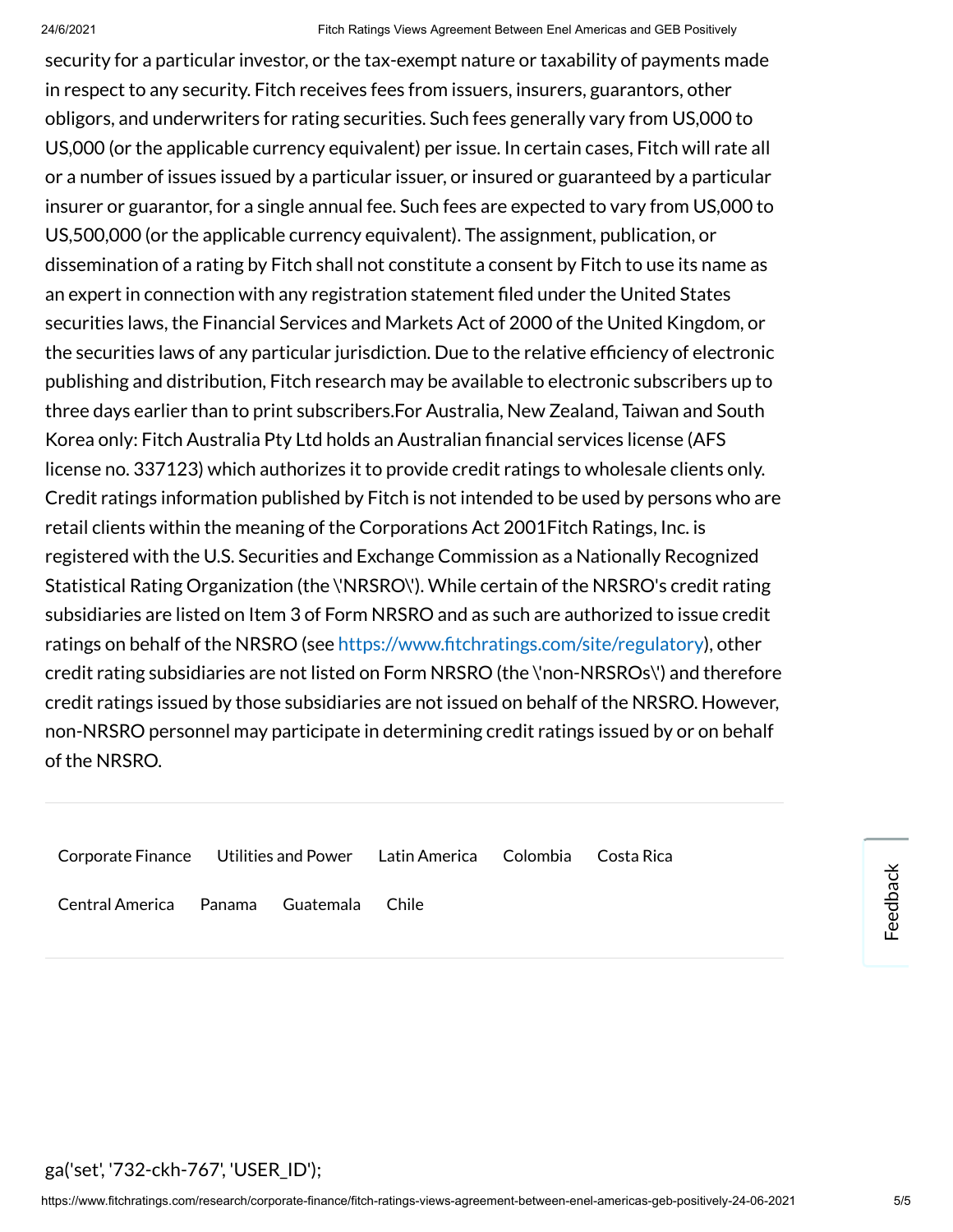security for a particular investor, or the tax-exempt nature or taxability of payments made in respect to any security. Fitch receives fees from issuers, insurers, guarantors, other obligors, and underwriters for rating securities. Such fees generally vary from US,000 to US,000 (or the applicable currency equivalent) per issue. In certain cases, Fitch will rate all or a number of issues issued by a particular issuer, or insured or guaranteed by a particular insurer or guarantor, for a single annual fee. Such fees are expected to vary from US,000 to US,500,000 (or the applicable currency equivalent). The assignment, publication, or dissemination of a rating by Fitch shall not constitute a consent by Fitch to use its name as an expert in connection with any registration statement filed under the United States securities laws, the Financial Services and Markets Act of 2000 of the United Kingdom, or the securities laws of any particular jurisdiction. Due to the relative efficiency of electronic publishing and distribution, Fitch research may be available to electronic subscribers up to three days earlier than to print subscribers.For Australia, New Zealand, Taiwan and South Korea only: Fitch Australia Pty Ltd holds an Australian financial services license (AFS license no. 337123) which authorizes it to provide credit ratings to wholesale clients only. Credit ratings information published by Fitch is not intended to be used by persons who are retail clients within the meaning of the Corporations Act 2001Fitch Ratings, Inc. is registered with the U.S. Securities and Exchange Commission as a Nationally Recognized Statistical Rating Organization (the \'NRSRO\'). While certain of the NRSRO's credit rating subsidiaries are listed on Item 3 of Form NRSRO and as such are authorized to issue credit ratings on behalf of the NRSRO (see https://www.fitchratings.com/site/regulatory), other credit rating subsidiaries are not listed on Form NRSRO (the \'non-NRSROs\') and therefore credit ratings issued by those subsidiaries are not issued on behalf of the NRSRO. However, non-NRSRO personnel may participate in determining credit ratings issued by or on behalf of the NRSRO.

---

Corporate Finance Utilities and Power Latin America Colombia Costa Rica

Central America Panama Guatemala Chile

---

Feedback

ga('set', '732-ckh-767', 'USER_ID');